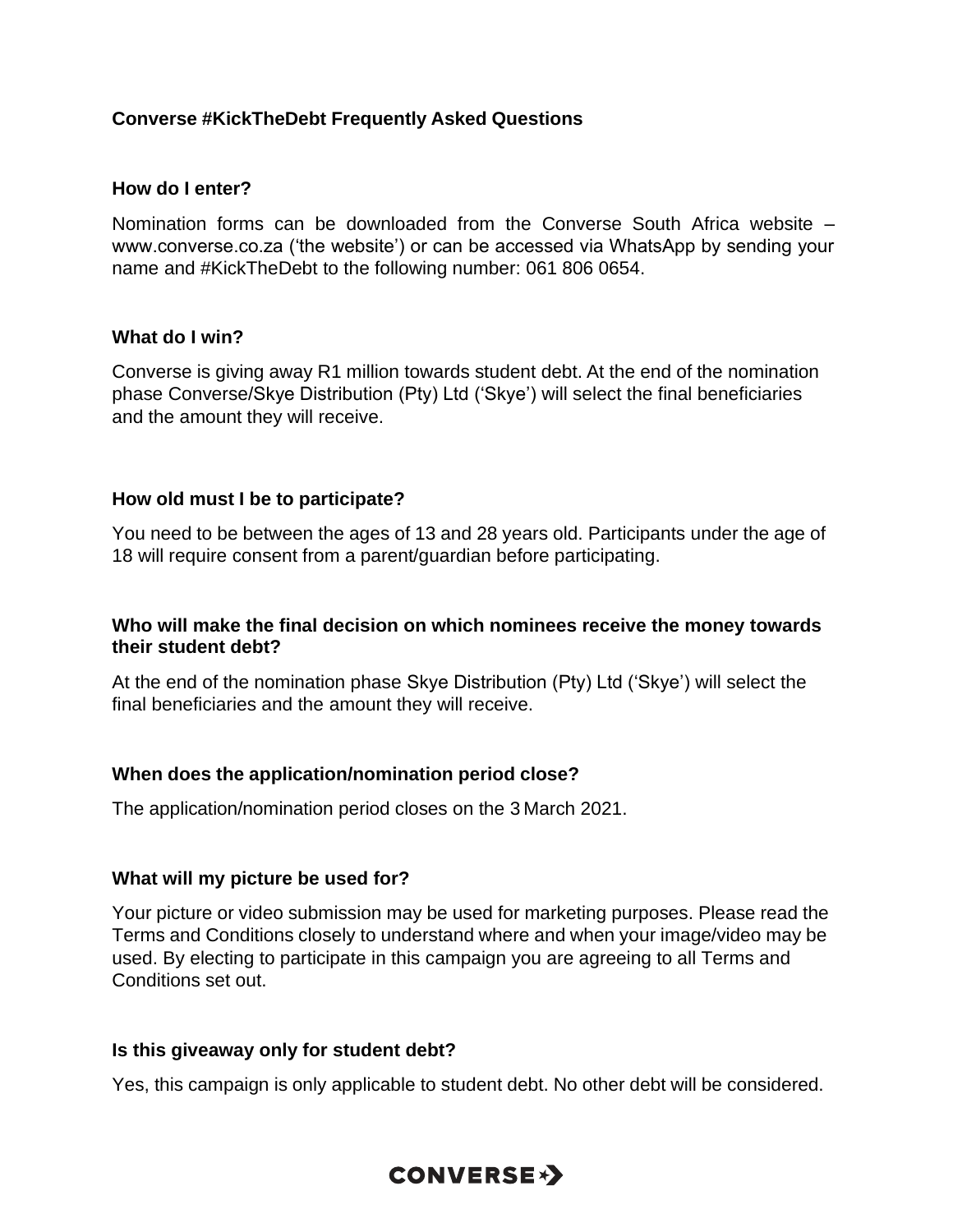# Converse #KickTheDebt Frequently Asked Questions

## How do I enter?

Nomination forms can be downloaded from the Converse South Africa website – www.converse.co.za ('the website') or can be accessed via WhatsApp by sending your name and #KickTheDebt to the following number: 061 806 0654.

## What do I win?

Converse is giving away R1 million towards student debt. At the end of the nomination phase Converse/Skye Distribution (Pty) Ltd ('Skye') will select the final beneficiaries and the amount they will receive.

## How old must I be to participate?

You need to be between the ages of 13 and 28 years old. Participants under the age of 18 will require consent from a parent/guardian before participating.

## Who will make the final decision on which nominees receive the money towards their student debt?

At the end of the nomination phase Skye Distribution (Pty) Ltd ('Skye') will select the final beneficiaries and the amount they will receive.

## When does the application/nomination period close?

The application/nomination period closes on the 3 March 2021.

## What will my picture be used for?

Your picture or video submission may be used for marketing purposes. Please read the Terms and Conditions closely to understand where and when your image/video may be used. By electing to participate in this campaign you are agreeing to all Terms and Conditions set out.

## Is this giveaway only for student debt?

Yes, this campaign is only applicable to student debt. No other debt will be considered.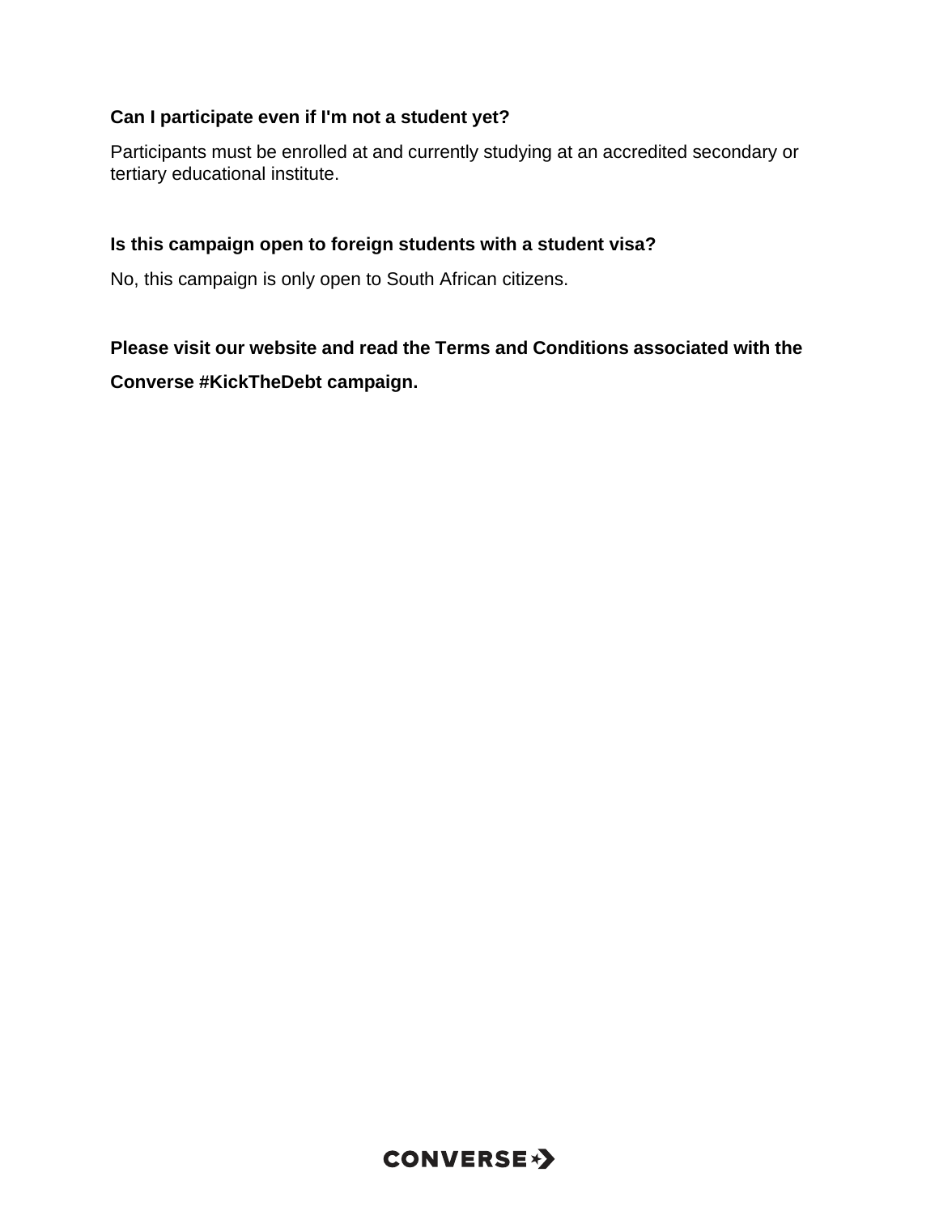**Can I participate even if I'm not a student yet?**

Participants must be enrolled at and currently studying at an accredited secondary or tertiary educational institute.

**Is this campaign open to foreign students with a student visa?**

No, this campaign is only open to South African citizens.

**Please visit our website and read the Terms and Conditions associated with the Converse #KickTheDebt campaign.**

CONVERSE